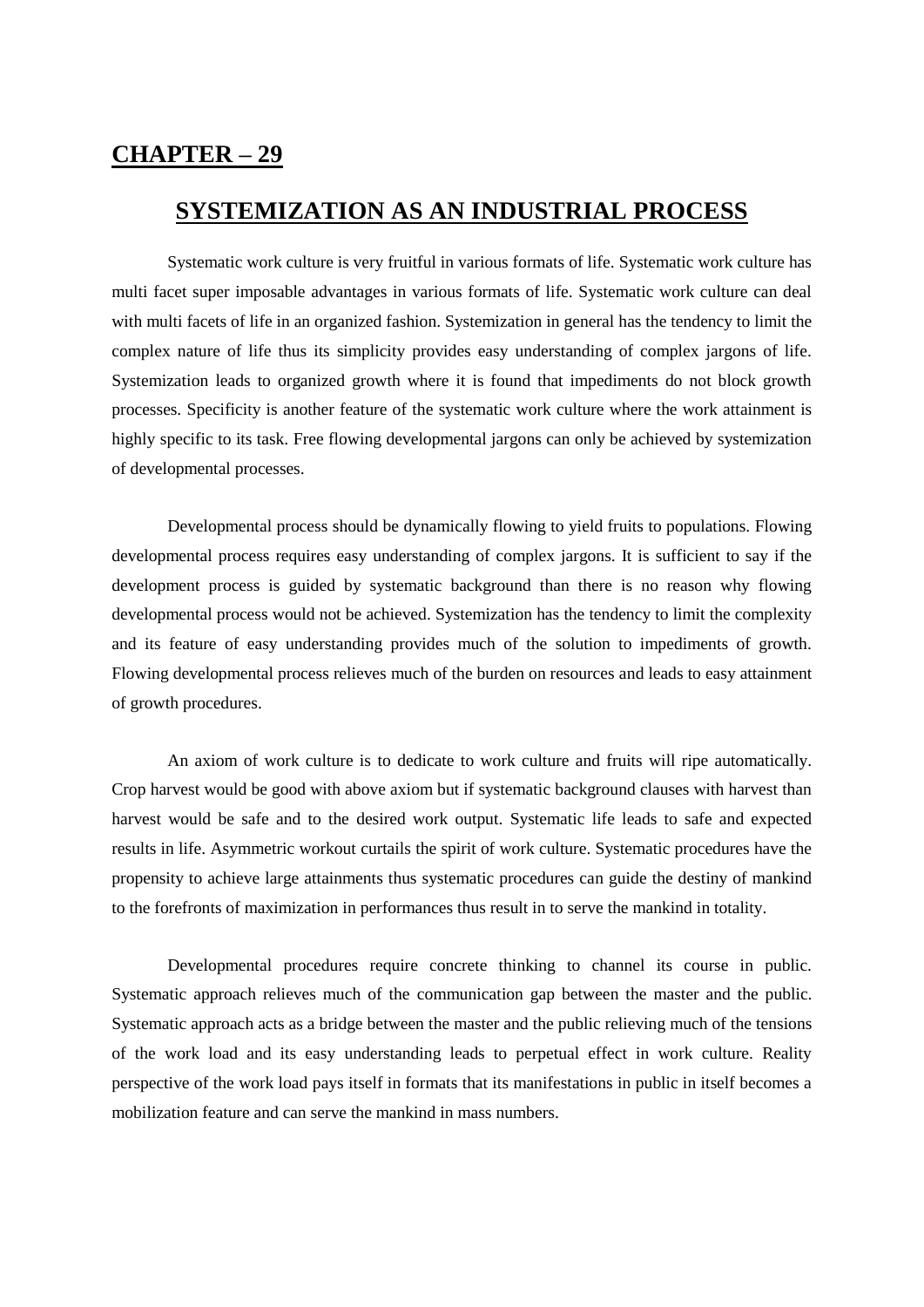## CHAPTER – 29

# SYSTEMIZATION AS AN INDUSTRIAL PROCESS

Systematic work culture is very fruitful in various formats of life. Systematic work culture has multi facet super imposable advantages in various formats of life. Systematic work culture can deal with multi facets of life in an organized fashion. Systemization in general has the tendency to limit the complex nature of life thus its simplicity provides easy understanding of complex jargons of life. Systemization leads to organized growth where it is found that impediments do not block growth processes. Specificity is another feature of the systematic work culture where the work attainment is highly specific to its task. Free flowing developmental jargons can only be achieved by systemization of developmental processes.

Developmental process should be dynamically flowing to yield fruits to populations. Flowing developmental process requires easy understanding of complex jargons. It is sufficient to say if the development process is guided by systematic background than there is no reason why flowing developmental process would not be achieved. Systemization has the tendency to limit the complexity and its feature of easy understanding provides much of the solution to impediments of growth. Flowing developmental process relieves much of the burden on resources and leads to easy attainment of growth procedures.

An axiom of work culture is to dedicate to work culture and fruits will ripe automatically. Crop harvest would be good with above axiom but if systematic background clauses with harvest than harvest would be safe and to the desired work output. Systematic life leads to safe and expected results in life. Asymmetric workout curtails the spirit of work culture. Systematic procedures have the propensity to achieve large attainments thus systematic procedures can guide the destiny of mankind to the forefronts of maximization in performances thus result in to serve the mankind in totality.

Developmental procedures require concrete thinking to channel its course in public. Systematic approach relieves much of the communication gap between the master and the public. Systematic approach acts as a bridge between the master and the public relieving much of the tensions of the work load and its easy understanding leads to perpetual effect in work culture. Reality perspective of the work load pays itself in formats that its manifestations in public in itself becomes a mobilization feature and can serve the mankind in mass numbers.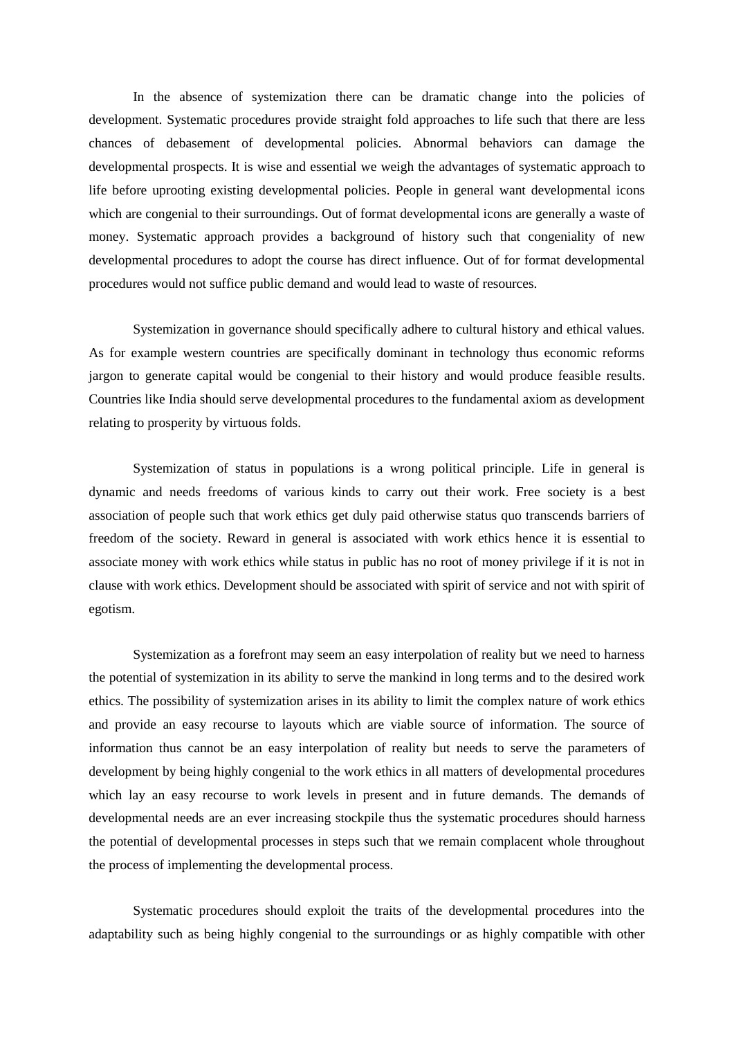In the absence of systemization there can be dramatic change into the policies of development. Systematic procedures provide straight fold approaches to life such that there are less chances of debasement of developmental policies. Abnormal behaviors can damage the developmental prospects. It is wise and essential we weigh the advantages of systematic approach to life before uprooting existing developmental policies. People in general want developmental icons which are congenial to their surroundings. Out of format developmental icons are generally a waste of money. Systematic approach provides a background of history such that congeniality of new developmental procedures to adopt the course has direct influence. Out of for format developmental procedures would not suffice public demand and would lead to waste of resources.

Systemization in governance should specifically adhere to cultural history and ethical values. As for example western countries are specifically dominant in technology thus economic reforms jargon to generate capital would be congenial to their history and would produce feasible results. Countries like India should serve developmental procedures to the fundamental axiom as development relating to prosperity by virtuous folds.

Systemization of status in populations is a wrong political principle. Life in general is dynamic and needs freedoms of various kinds to carry out their work. Free society is a best association of people such that work ethics get duly paid otherwise status quo transcends barriers of freedom of the society. Reward in general is associated with work ethics hence it is essential to associate money with work ethics while status in public has no root of money privilege if it is not in clause with work ethics. Development should be associated with spirit of service and not with spirit of egotism.

Systemization as a forefront may seem an easy interpolation of reality but we need to harness the potential of systemization in its ability to serve the mankind in long terms and to the desired work ethics. The possibility of systemization arises in its ability to limit the complex nature of work ethics and provide an easy recourse to layouts which are viable source of information. The source of information thus cannot be an easy interpolation of reality but needs to serve the parameters of development by being highly congenial to the work ethics in all matters of developmental procedures which lay an easy recourse to work levels in present and in future demands. The demands of developmental needs are an ever increasing stockpile thus the systematic procedures should harness the potential of developmental processes in steps such that we remain complacent whole throughout the process of implementing the developmental process.

Systematic procedures should exploit the traits of the developmental procedures into the adaptability such as being highly congenial to the surroundings or as highly compatible with other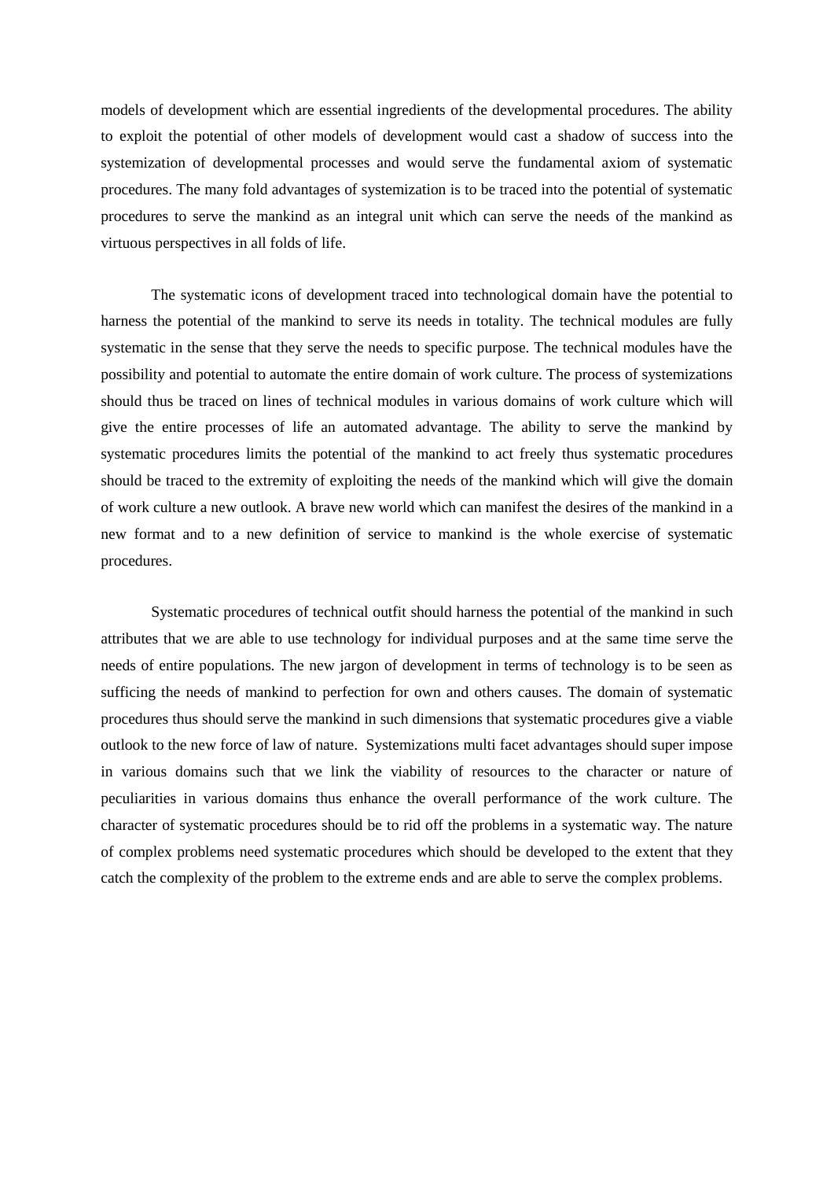models of development which are essential ingredients of the developmental procedures. The ability to exploit the potential of other models of development would cast a shadow of success into the systemization of developmental processes and would serve the fundamental axiom of systematic procedures. The many fold advantages of systemization is to be traced into the potential of systematic procedures to serve the mankind as an integral unit which can serve the needs of the mankind as virtuous perspectives in all folds of life.

The systematic icons of development traced into technological domain have the potential to harness the potential of the mankind to serve its needs in totality. The technical modules are fully systematic in the sense that they serve the needs to specific purpose. The technical modules have the possibility and potential to automate the entire domain of work culture. The process of systemizations should thus be traced on lines of technical modules in various domains of work culture which will give the entire processes of life an automated advantage. The ability to serve the mankind by systematic procedures limits the potential of the mankind to act freely thus systematic procedures should be traced to the extremity of exploiting the needs of the mankind which will give the domain of work culture a new outlook. A brave new world which can manifest the desires of the mankind in a new format and to a new definition of service to mankind is the whole exercise of systematic procedures.

Systematic procedures of technical outfit should harness the potential of the mankind in such attributes that we are able to use technology for individual purposes and at the same time serve the needs of entire populations. The new jargon of development in terms of technology is to be seen as sufficing the needs of mankind to perfection for own and others causes. The domain of systematic procedures thus should serve the mankind in such dimensions that systematic procedures give a viable outlook to the new force of law of nature. Systemizations multi facet advantages should super impose in various domains such that we link the viability of resources to the character or nature of peculiarities in various domains thus enhance the overall performance of the work culture. The character of systematic procedures should be to rid off the problems in a systematic way. The nature of complex problems need systematic procedures which should be developed to the extent that they catch the complexity of the problem to the extreme ends and are able to serve the complex problems.